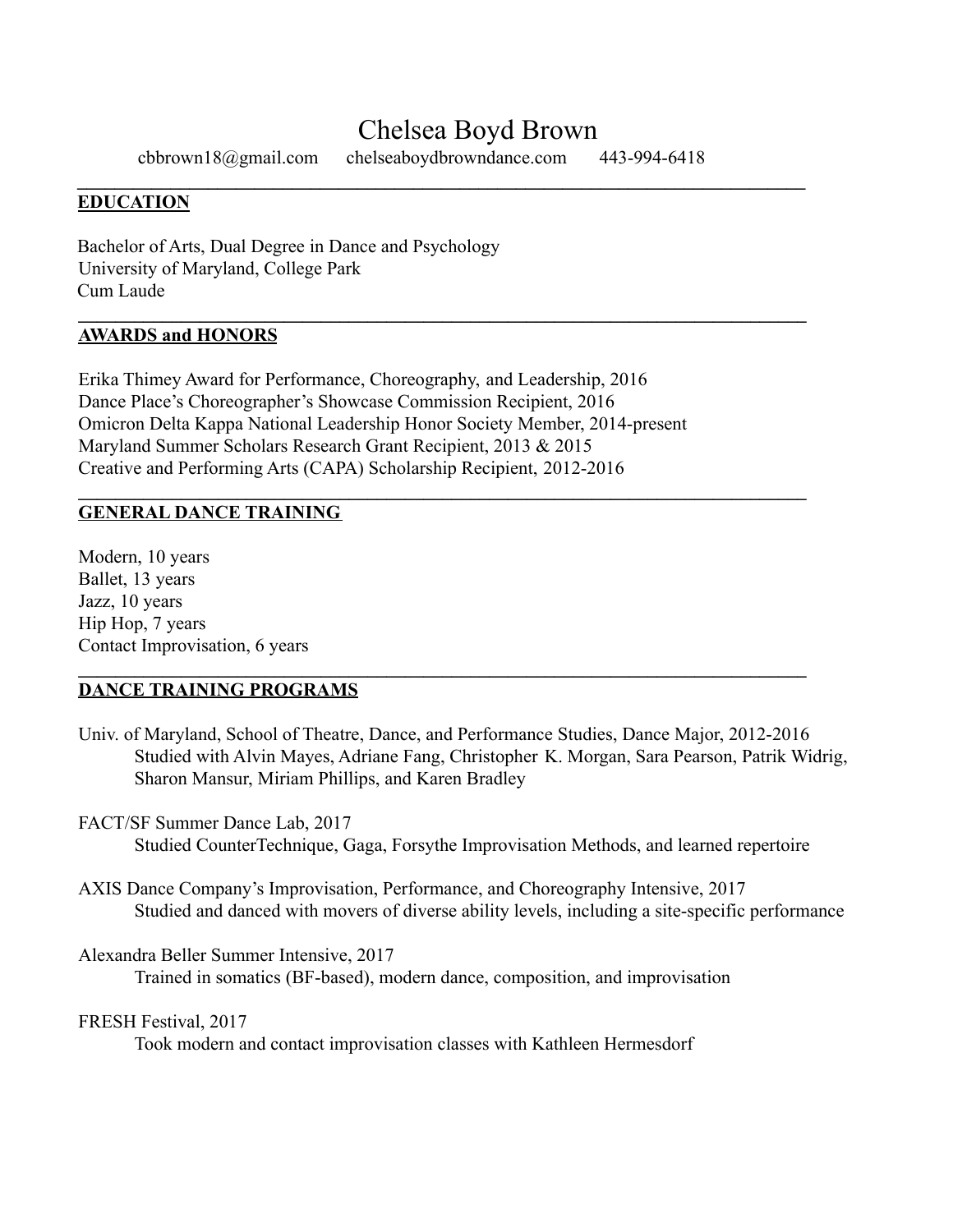# Chelsea Boyd Brown

cbbrown18@gmail.com chelseaboydbrowndance.com 443-994-6418

---

## EDUCATION

Bachelor of Arts, Dual Degree in Dance and Psychology
University of Maryland, College Park
Cum Laude

---

## AWARDS and HONORS

Erika Thimey Award for Performance, Choreography, and Leadership, 2016
Dance Place's Choreographer's Showcase Commission Recipient, 2016
Omicron Delta Kappa National Leadership Honor Society Member, 2014-present
Maryland Summer Scholars Research Grant Recipient, 2013 & 2015
Creative and Performing Arts (CAPA) Scholarship Recipient, 2012-2016

---

## GENERAL DANCE TRAINING

Modern, 10 years
Ballet, 13 years
Jazz, 10 years
Hip Hop, 7 years
Contact Improvisation, 6 years

---

## DANCE TRAINING PROGRAMS

Univ. of Maryland, School of Theatre, Dance, and Performance Studies, Dance Major, 2012-2016
Studied with Alvin Mayes, Adriane Fang, Christopher K. Morgan, Sara Pearson, Patrik Widrig, Sharon Mansur, Miriam Phillips, and Karen Bradley

FACT/SF Summer Dance Lab, 2017
Studied CounterTechnique, Gaga, Forsythe Improvisation Methods, and learned repertoire

AXIS Dance Company's Improvisation, Performance, and Choreography Intensive, 2017
Studied and danced with movers of diverse ability levels, including a site-specific performance

Alexandra Beller Summer Intensive, 2017
Trained in somatics (BF-based), modern dance, composition, and improvisation

FRESH Festival, 2017
Took modern and contact improvisation classes with Kathleen Hermesdorf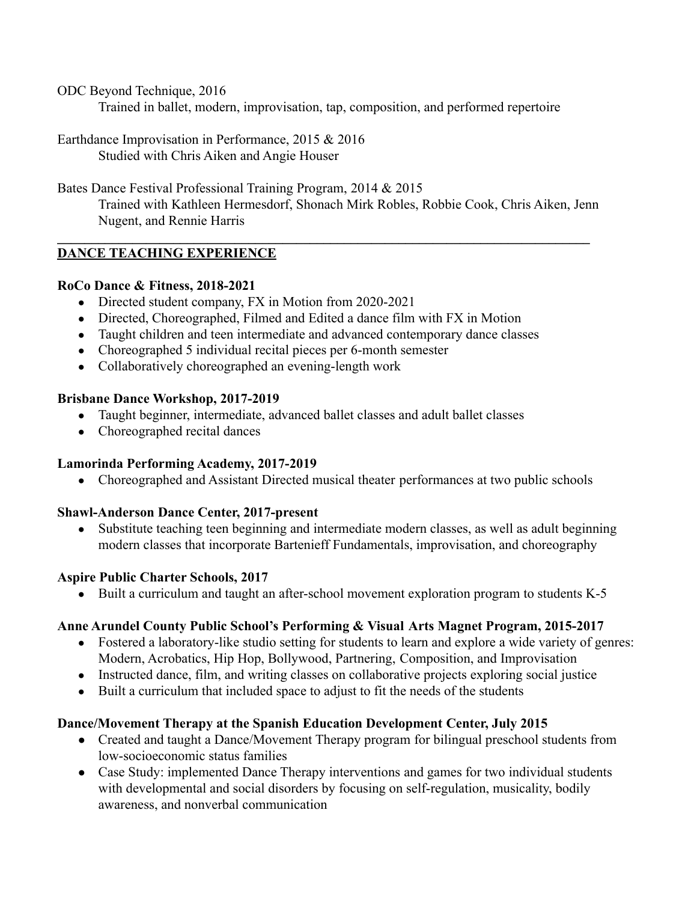ODC Beyond Technique, 2016

Trained in ballet, modern, improvisation, tap, composition, and performed repertoire

Earthdance Improvisation in Performance, 2015 & 2016

Studied with Chris Aiken and Angie Houser

Bates Dance Festival Professional Training Program, 2014 & 2015

Trained with Kathleen Hermesdorf, Shonach Mirk Robles, Robbie Cook, Chris Aiken, Jenn Nugent, and Rennie Harris

---

## DANCE TEACHING EXPERIENCE

**RoCo Dance & Fitness, 2018-2021**

- Directed student company, FX in Motion from 2020-2021
- Directed, Choreographed, Filmed and Edited a dance film with FX in Motion
- Taught children and teen intermediate and advanced contemporary dance classes
- Choreographed 5 individual recital pieces per 6-month semester
- Collaboratively choreographed an evening-length work

**Brisbane Dance Workshop, 2017-2019**

- Taught beginner, intermediate, advanced ballet classes and adult ballet classes
- Choreographed recital dances

**Lamorinda Performing Academy, 2017-2019**

- Choreographed and Assistant Directed musical theater performances at two public schools

**Shawl-Anderson Dance Center, 2017-present**

- Substitute teaching teen beginning and intermediate modern classes, as well as adult beginning modern classes that incorporate Bartenieff Fundamentals, improvisation, and choreography

**Aspire Public Charter Schools, 2017**

- Built a curriculum and taught an after-school movement exploration program to students K-5

**Anne Arundel County Public School's Performing & Visual Arts Magnet Program, 2015-2017**

- Fostered a laboratory-like studio setting for students to learn and explore a wide variety of genres: Modern, Acrobatics, Hip Hop, Bollywood, Partnering, Composition, and Improvisation
- Instructed dance, film, and writing classes on collaborative projects exploring social justice
- Built a curriculum that included space to adjust to fit the needs of the students

**Dance/Movement Therapy at the Spanish Education Development Center, July 2015**

- Created and taught a Dance/Movement Therapy program for bilingual preschool students from low-socioeconomic status families
- Case Study: implemented Dance Therapy interventions and games for two individual students with developmental and social disorders by focusing on self-regulation, musicality, bodily awareness, and nonverbal communication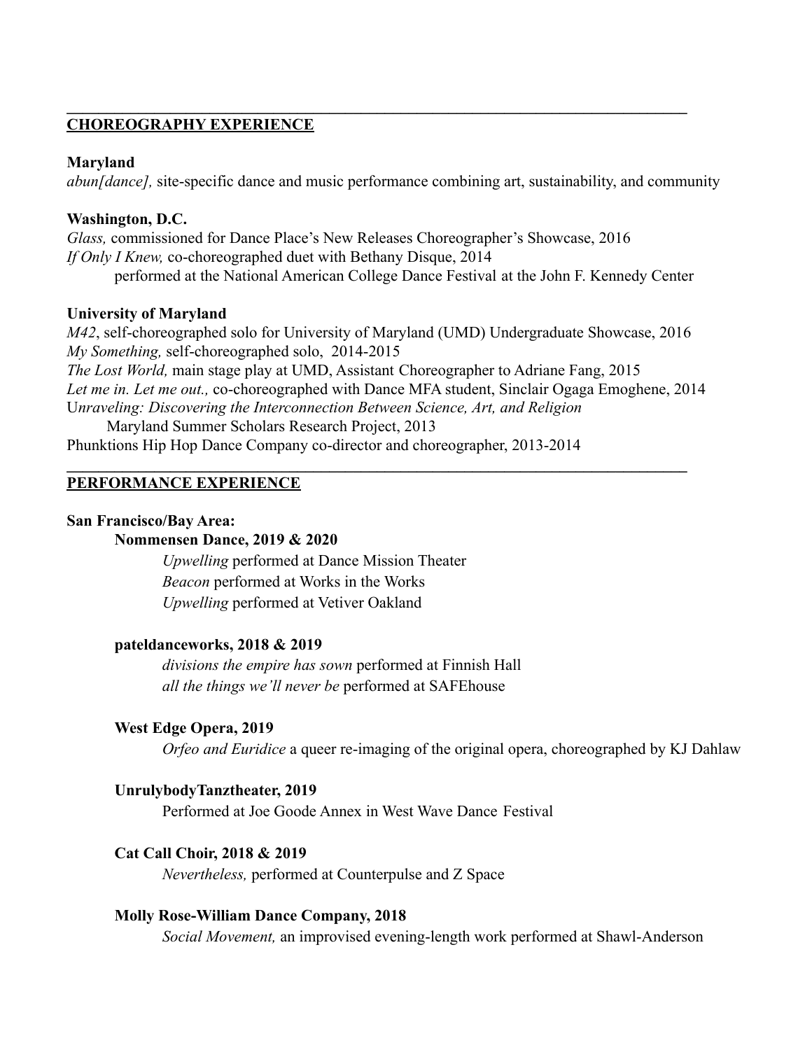## CHOREOGRAPHY EXPERIENCE

**Maryland**

*abun[dance],* site-specific dance and music performance combining art, sustainability, and community

**Washington, D.C.**

*Glass,* commissioned for Dance Place's New Releases Choreographer's Showcase, 2016
*If Only I Knew,* co-choreographed duet with Bethany Disque, 2014
performed at the National American College Dance Festival at the John F. Kennedy Center

**University of Maryland**

*M42*, self-choreographed solo for University of Maryland (UMD) Undergraduate Showcase, 2016
*My Something,* self-choreographed solo, 2014-2015
*The Lost World,* main stage play at UMD, Assistant Choreographer to Adriane Fang, 2015
*Let me in. Let me out.,* co-choreographed with Dance MFA student, Sinclair Ogaga Emoghene, 2014
U*nraveling: Discovering the Interconnection Between Science, Art, and Religion*
Maryland Summer Scholars Research Project, 2013
Phunktions Hip Hop Dance Company co-director and choreographer, 2013-2014

## PERFORMANCE EXPERIENCE

**San Francisco/Bay Area:**

**Nommensen Dance, 2019 & 2020**

*Upwelling* performed at Dance Mission Theater
*Beacon* performed at Works in the Works
*Upwelling* performed at Vetiver Oakland

**pateldanceworks, 2018 & 2019**

*divisions the empire has sown* performed at Finnish Hall
*all the things we'll never be* performed at SAFEhouse

**West Edge Opera, 2019**

*Orfeo and Euridice* a queer re-imaging of the original opera, choreographed by KJ Dahlaw

**UnrulybodyTanztheater, 2019**

Performed at Joe Goode Annex in West Wave Dance Festival

**Cat Call Choir, 2018 & 2019**

*Nevertheless,* performed at Counterpulse and Z Space

**Molly Rose-William Dance Company, 2018**

*Social Movement,* an improvised evening-length work performed at Shawl-Anderson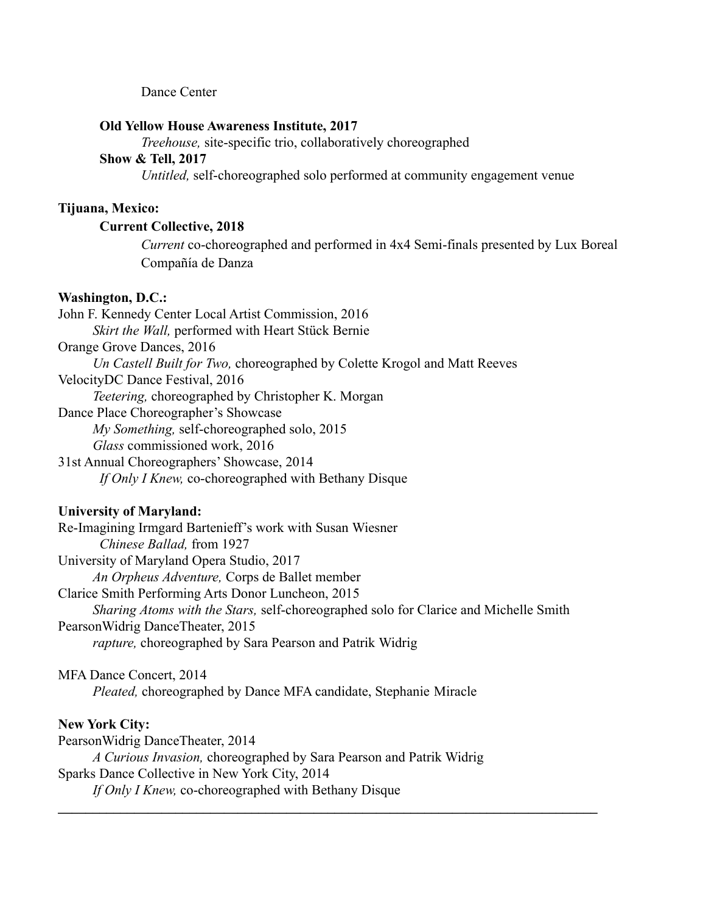Dance Center

**Old Yellow House Awareness Institute, 2017**

*Treehouse,* site-specific trio, collaboratively choreographed

**Show & Tell, 2017**

*Untitled,* self-choreographed solo performed at community engagement venue

**Tijuana, Mexico:**

**Current Collective, 2018**

*Current* co-choreographed and performed in 4x4 Semi-finals presented by Lux Boreal Compañía de Danza

**Washington, D.C.:**

John F. Kennedy Center Local Artist Commission, 2016
*Skirt the Wall,* performed with Heart Stück Bernie

Orange Grove Dances, 2016
*Un Castell Built for Two,* choreographed by Colette Krogol and Matt Reeves

VelocityDC Dance Festival, 2016
*Teetering,* choreographed by Christopher K. Morgan

Dance Place Choreographer's Showcase
*My Something,* self-choreographed solo, 2015
*Glass* commissioned work, 2016

31st Annual Choreographers' Showcase, 2014
*If Only I Knew,* co-choreographed with Bethany Disque

**University of Maryland:**

Re-Imagining Irmgard Bartenieff's work with Susan Wiesner
*Chinese Ballad,* from 1927

University of Maryland Opera Studio, 2017
*An Orpheus Adventure,* Corps de Ballet member

Clarice Smith Performing Arts Donor Luncheon, 2015
*Sharing Atoms with the Stars,* self-choreographed solo for Clarice and Michelle Smith

PearsonWidrig DanceTheater, 2015
*rapture,* choreographed by Sara Pearson and Patrik Widrig

MFA Dance Concert, 2014
*Pleated,* choreographed by Dance MFA candidate, Stephanie Miracle

**New York City:**

PearsonWidrig DanceTheater, 2014
*A Curious Invasion,* choreographed by Sara Pearson and Patrik Widrig

Sparks Dance Collective in New York City, 2014
*If Only I Knew,* co-choreographed with Bethany Disque

---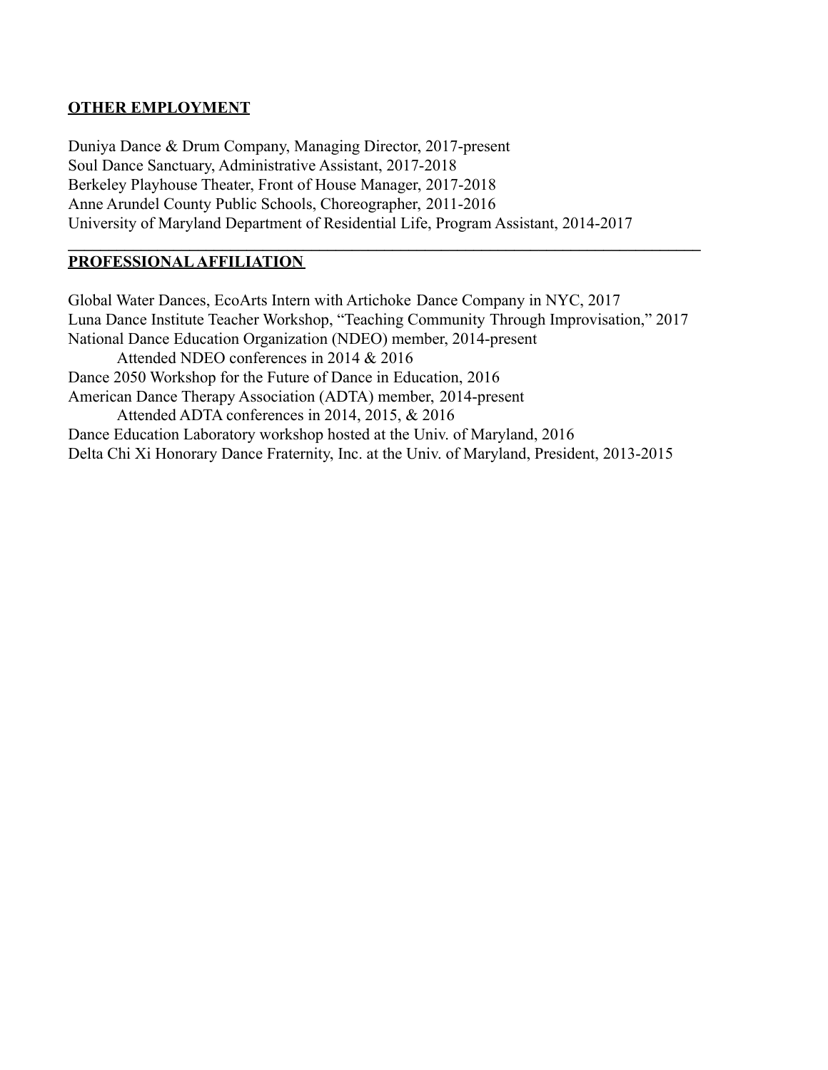## OTHER EMPLOYMENT

Duniya Dance & Drum Company, Managing Director, 2017-present
Soul Dance Sanctuary, Administrative Assistant, 2017-2018
Berkeley Playhouse Theater, Front of House Manager, 2017-2018
Anne Arundel County Public Schools, Choreographer, 2011-2016
University of Maryland Department of Residential Life, Program Assistant, 2014-2017

---

## PROFESSIONAL AFFILIATION

Global Water Dances, EcoArts Intern with Artichoke Dance Company in NYC, 2017
Luna Dance Institute Teacher Workshop, "Teaching Community Through Improvisation," 2017
National Dance Education Organization (NDEO) member, 2014-present
    Attended NDEO conferences in 2014 & 2016
Dance 2050 Workshop for the Future of Dance in Education, 2016
American Dance Therapy Association (ADTA) member, 2014-present
    Attended ADTA conferences in 2014, 2015, & 2016
Dance Education Laboratory workshop hosted at the Univ. of Maryland, 2016
Delta Chi Xi Honorary Dance Fraternity, Inc. at the Univ. of Maryland, President, 2013-2015